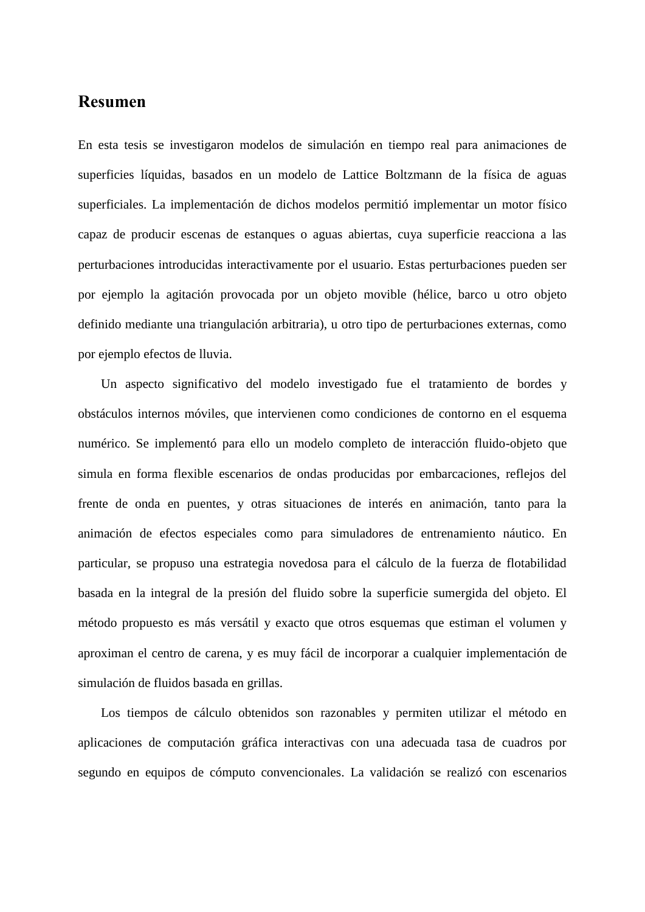# Resumen

En esta tesis se investigaron modelos de simulación en tiempo real para animaciones de superficies líquidas, basados en un modelo de Lattice Boltzmann de la física de aguas superficiales. La implementación de dichos modelos permitió implementar un motor físico capaz de producir escenas de estanques o aguas abiertas, cuya superficie reacciona a las perturbaciones introducidas interactivamente por el usuario. Estas perturbaciones pueden ser por ejemplo la agitación provocada por un objeto movible (hélice, barco u otro objeto definido mediante una triangulación arbitraria), u otro tipo de perturbaciones externas, como por ejemplo efectos de lluvia.

Un aspecto significativo del modelo investigado fue el tratamiento de bordes y obstáculos internos móviles, que intervienen como condiciones de contorno en el esquema numérico. Se implementó para ello un modelo completo de interacción fluido-objeto que simula en forma flexible escenarios de ondas producidas por embarcaciones, reflejos del frente de onda en puentes, y otras situaciones de interés en animación, tanto para la animación de efectos especiales como para simuladores de entrenamiento náutico. En particular, se propuso una estrategia novedosa para el cálculo de la fuerza de flotabilidad basada en la integral de la presión del fluido sobre la superficie sumergida del objeto. El método propuesto es más versátil y exacto que otros esquemas que estiman el volumen y aproximan el centro de carena, y es muy fácil de incorporar a cualquier implementación de simulación de fluidos basada en grillas.

Los tiempos de cálculo obtenidos son razonables y permiten utilizar el método en aplicaciones de computación gráfica interactivas con una adecuada tasa de cuadros por segundo en equipos de cómputo convencionales. La validación se realizó con escenarios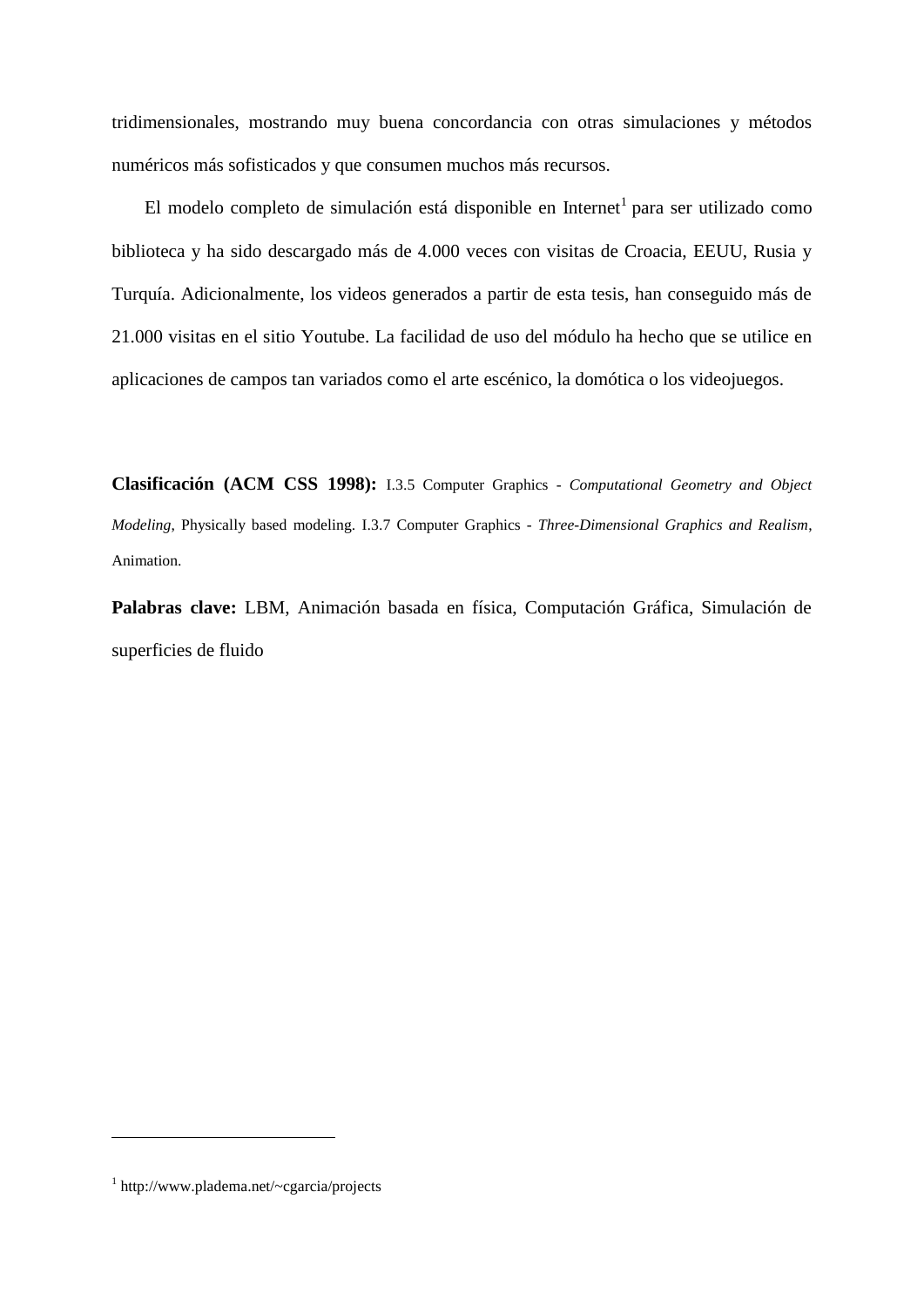tridimensionales, mostrando muy buena concordancia con otras simulaciones y métodos numéricos más sofisticados y que consumen muchos más recursos.

El modelo completo de simulación está disponible en Internet[1] para ser utilizado como biblioteca y ha sido descargado más de 4.000 veces con visitas de Croacia, EEUU, Rusia y Turquía. Adicionalmente, los videos generados a partir de esta tesis, han conseguido más de 21.000 visitas en el sitio Youtube. La facilidad de uso del módulo ha hecho que se utilice en aplicaciones de campos tan variados como el arte escénico, la domótica o los videojuegos.

**Clasificación (ACM CSS 1998):** I.3.5 Computer Graphics - *Computational Geometry and Object Modeling*, Physically based modeling. I.3.7 Computer Graphics - *Three-Dimensional Graphics and Realism*, Animation.

**Palabras clave:** LBM, Animación basada en física, Computación Gráfica, Simulación de superficies de fluido

[1] http://www.pladema.net/~cgarcia/projects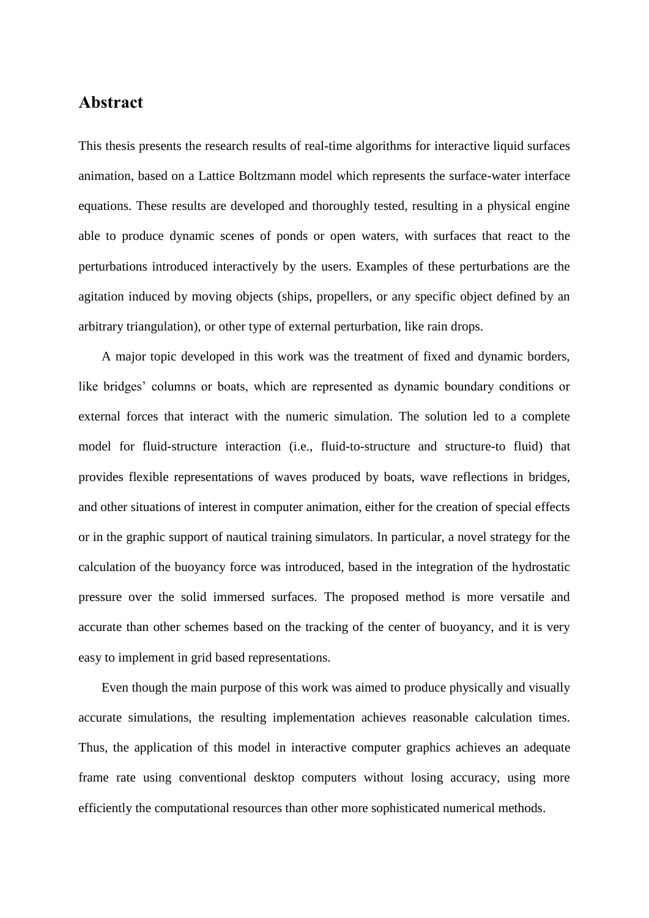## Abstract

This thesis presents the research results of real-time algorithms for interactive liquid surfaces animation, based on a Lattice Boltzmann model which represents the surface-water interface equations. These results are developed and thoroughly tested, resulting in a physical engine able to produce dynamic scenes of ponds or open waters, with surfaces that react to the perturbations introduced interactively by the users. Examples of these perturbations are the agitation induced by moving objects (ships, propellers, or any specific object defined by an arbitrary triangulation), or other type of external perturbation, like rain drops.

A major topic developed in this work was the treatment of fixed and dynamic borders, like bridges' columns or boats, which are represented as dynamic boundary conditions or external forces that interact with the numeric simulation. The solution led to a complete model for fluid-structure interaction (i.e., fluid-to-structure and structure-to fluid) that provides flexible representations of waves produced by boats, wave reflections in bridges, and other situations of interest in computer animation, either for the creation of special effects or in the graphic support of nautical training simulators. In particular, a novel strategy for the calculation of the buoyancy force was introduced, based in the integration of the hydrostatic pressure over the solid immersed surfaces. The proposed method is more versatile and accurate than other schemes based on the tracking of the center of buoyancy, and it is very easy to implement in grid based representations.

Even though the main purpose of this work was aimed to produce physically and visually accurate simulations, the resulting implementation achieves reasonable calculation times. Thus, the application of this model in interactive computer graphics achieves an adequate frame rate using conventional desktop computers without losing accuracy, using more efficiently the computational resources than other more sophisticated numerical methods.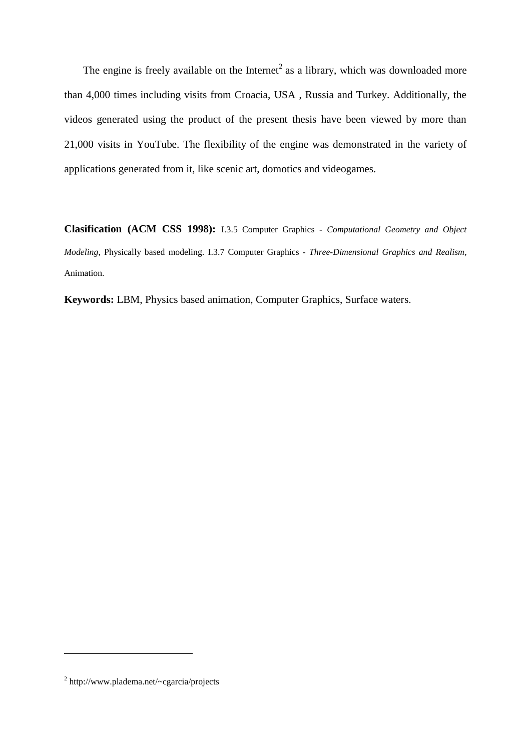The engine is freely available on the Internet[2] as a library, which was downloaded more than 4,000 times including visits from Croacia, USA , Russia and Turkey. Additionally, the videos generated using the product of the present thesis have been viewed by more than 21,000 visits in YouTube. The flexibility of the engine was demonstrated in the variety of applications generated from it, like scenic art, domotics and videogames.

**Clasification (ACM CSS 1998):** I.3.5 Computer Graphics - *Computational Geometry and Object Modeling*, Physically based modeling. I.3.7 Computer Graphics - *Three-Dimensional Graphics and Realism*, Animation.

**Keywords:** LBM, Physics based animation, Computer Graphics, Surface waters.

---

[2] http://www.pladema.net/~cgarcia/projects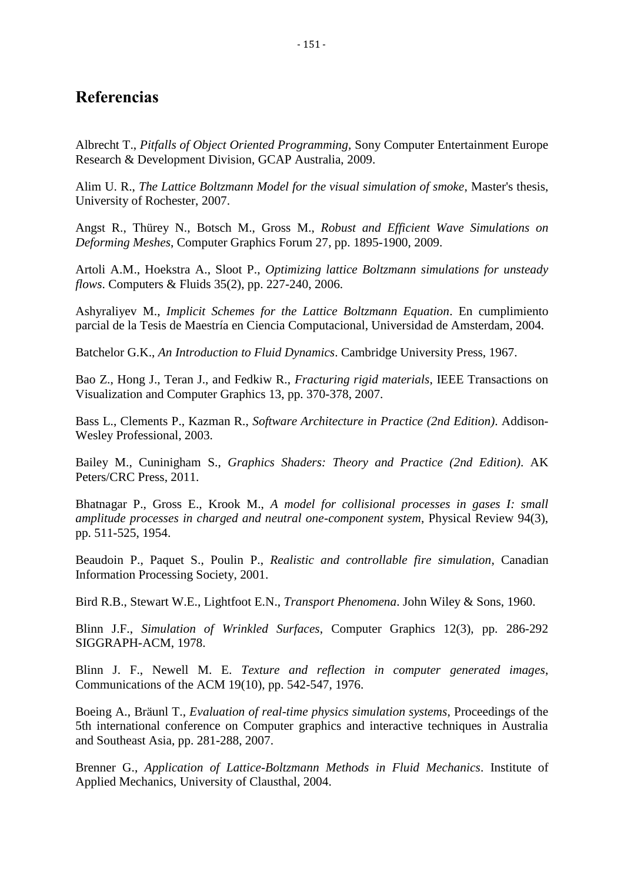# Referencias

Albrecht T., *Pitfalls of Object Oriented Programming*, Sony Computer Entertainment Europe Research & Development Division, GCAP Australia, 2009.

Alim U. R., *The Lattice Boltzmann Model for the visual simulation of smoke*, Master's thesis, University of Rochester, 2007.

Angst R., Thürey N., Botsch M., Gross M., *Robust and Efficient Wave Simulations on Deforming Meshes*, Computer Graphics Forum 27, pp. 1895-1900, 2009.

Artoli A.M., Hoekstra A., Sloot P., *Optimizing lattice Boltzmann simulations for unsteady flows*. Computers & Fluids 35(2), pp. 227-240, 2006.

Ashyraliyev M., *Implicit Schemes for the Lattice Boltzmann Equation*. En cumplimiento parcial de la Tesis de Maestría en Ciencia Computacional, Universidad de Amsterdam, 2004.

Batchelor G.K., *An Introduction to Fluid Dynamics*. Cambridge University Press, 1967.

Bao Z., Hong J., Teran J., and Fedkiw R., *Fracturing rigid materials*, IEEE Transactions on Visualization and Computer Graphics 13, pp. 370-378, 2007.

Bass L., Clements P., Kazman R., *Software Architecture in Practice (2nd Edition)*. Addison-Wesley Professional, 2003.

Bailey M., Cuninigham S., *Graphics Shaders: Theory and Practice (2nd Edition)*. AK Peters/CRC Press, 2011.

Bhatnagar P., Gross E., Krook M., *A model for collisional processes in gases I: small amplitude processes in charged and neutral one-component system*, Physical Review 94(3), pp. 511-525, 1954.

Beaudoin P., Paquet S., Poulin P., *Realistic and controllable fire simulation*, Canadian Information Processing Society, 2001.

Bird R.B., Stewart W.E., Lightfoot E.N., *Transport Phenomena*. John Wiley & Sons, 1960.

Blinn J.F., *Simulation of Wrinkled Surfaces*, Computer Graphics 12(3), pp. 286-292 SIGGRAPH-ACM, 1978.

Blinn J. F., Newell M. E. *Texture and reflection in computer generated images*, Communications of the ACM 19(10), pp. 542-547, 1976.

Boeing A., Bräunl T., *Evaluation of real-time physics simulation systems*, Proceedings of the 5th international conference on Computer graphics and interactive techniques in Australia and Southeast Asia, pp. 281-288, 2007.

Brenner G., *Application of Lattice-Boltzmann Methods in Fluid Mechanics*. Institute of Applied Mechanics, University of Clausthal, 2004.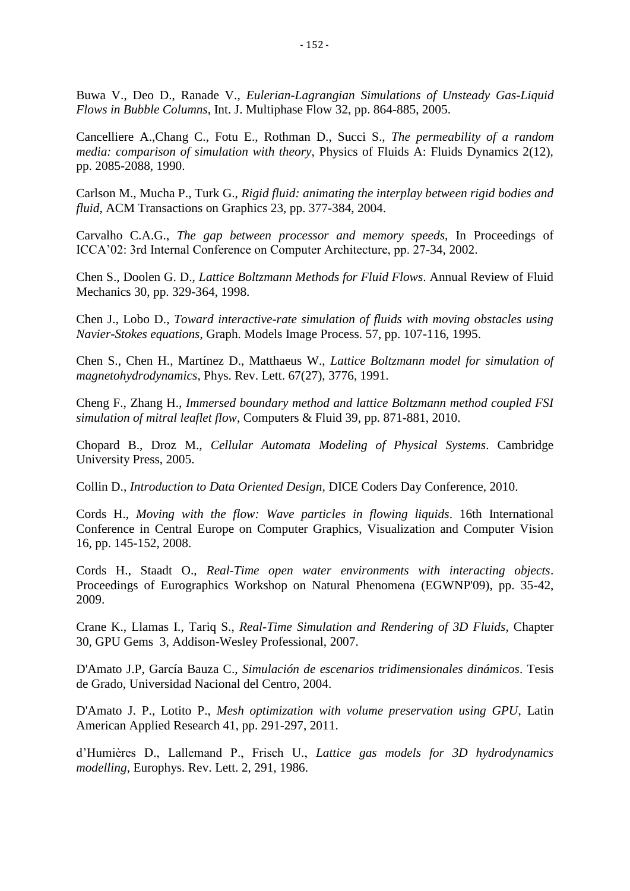Buwa V., Deo D., Ranade V., *Eulerian-Lagrangian Simulations of Unsteady Gas-Liquid Flows in Bubble Columns*, Int. J. Multiphase Flow 32, pp. 864-885, 2005.

Cancelliere A.,Chang C., Fotu E., Rothman D., Succi S., *The permeability of a random media: comparison of simulation with theory*, Physics of Fluids A: Fluids Dynamics 2(12), pp. 2085-2088, 1990.

Carlson M., Mucha P., Turk G., *Rigid fluid: animating the interplay between rigid bodies and fluid*, ACM Transactions on Graphics 23, pp. 377-384, 2004.

Carvalho C.A.G., *The gap between processor and memory speeds*, In Proceedings of ICCA'02: 3rd Internal Conference on Computer Architecture, pp. 27-34, 2002.

Chen S., Doolen G. D., *Lattice Boltzmann Methods for Fluid Flows*. Annual Review of Fluid Mechanics 30, pp. 329-364, 1998.

Chen J., Lobo D., *Toward interactive-rate simulation of fluids with moving obstacles using Navier-Stokes equations*, Graph. Models Image Process. 57, pp. 107-116, 1995.

Chen S., Chen H., Martínez D., Matthaeus W., *Lattice Boltzmann model for simulation of magnetohydrodynamics*, Phys. Rev. Lett. 67(27), 3776, 1991.

Cheng F., Zhang H., *Immersed boundary method and lattice Boltzmann method coupled FSI simulation of mitral leaflet flow*, Computers & Fluid 39, pp. 871-881, 2010.

Chopard B., Droz M., *Cellular Automata Modeling of Physical Systems*. Cambridge University Press, 2005.

Collin D., *Introduction to Data Oriented Design*, DICE Coders Day Conference, 2010.

Cords H., *Moving with the flow: Wave particles in flowing liquids*. 16th International Conference in Central Europe on Computer Graphics, Visualization and Computer Vision 16, pp. 145-152, 2008.

Cords H., Staadt O., *Real-Time open water environments with interacting objects*. Proceedings of Eurographics Workshop on Natural Phenomena (EGWNP'09), pp. 35-42, 2009.

Crane K., Llamas I., Tariq S., *Real-Time Simulation and Rendering of 3D Fluids*, Chapter 30, GPU Gems 3, Addison-Wesley Professional, 2007.

D'Amato J.P, García Bauza C., *Simulación de escenarios tridimensionales dinámicos*. Tesis de Grado, Universidad Nacional del Centro, 2004.

D'Amato J. P., Lotito P., *Mesh optimization with volume preservation using GPU*, Latin American Applied Research 41, pp. 291-297, 2011.

d'Humières D., Lallemand P., Frisch U., *Lattice gas models for 3D hydrodynamics modelling*, Europhys. Rev. Lett. 2, 291, 1986.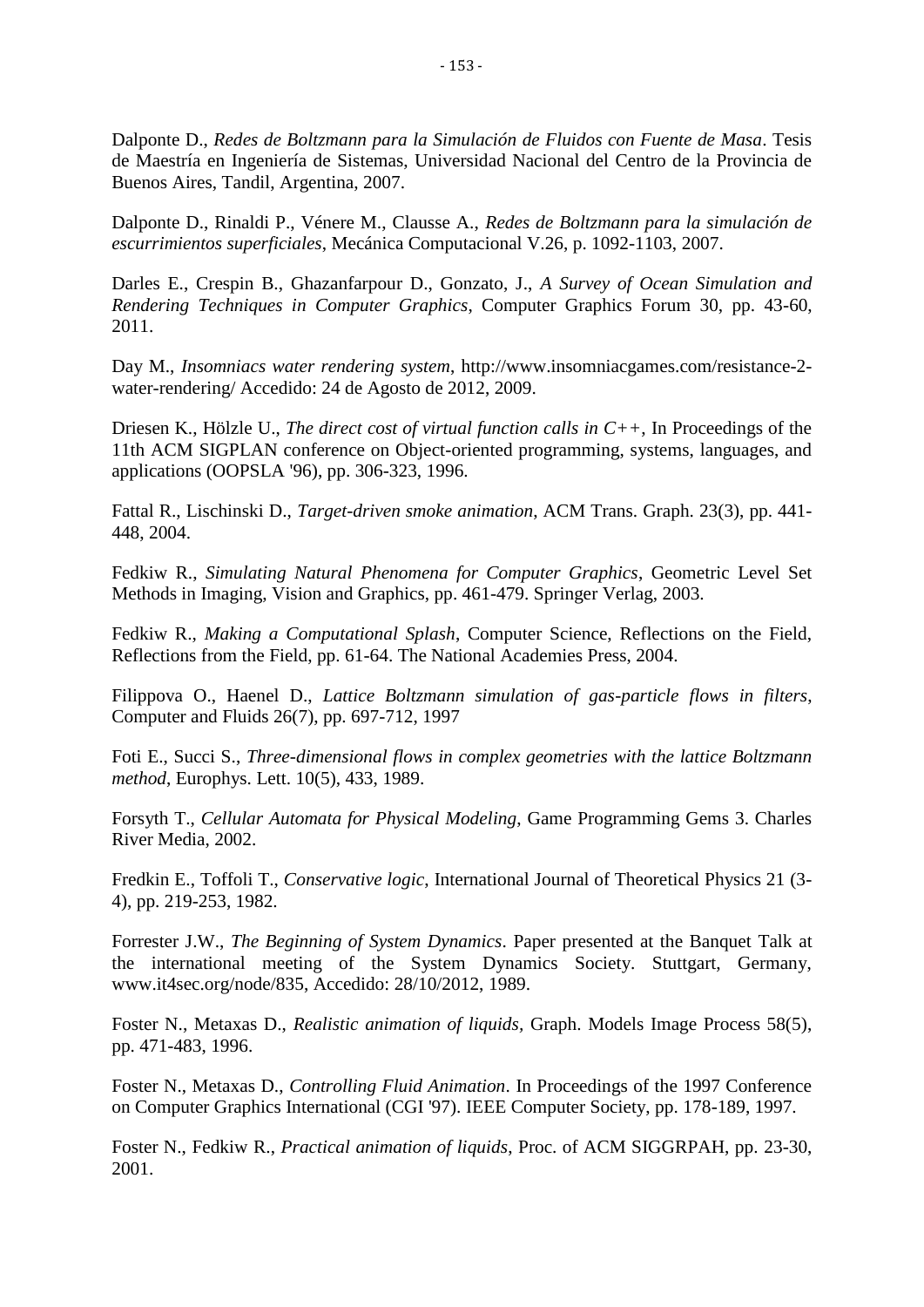Dalponte D., *Redes de Boltzmann para la Simulación de Fluidos con Fuente de Masa*. Tesis de Maestría en Ingeniería de Sistemas, Universidad Nacional del Centro de la Provincia de Buenos Aires, Tandil, Argentina, 2007.

Dalponte D., Rinaldi P., Vénere M., Clausse A., *Redes de Boltzmann para la simulación de escurrimientos superficiales*, Mecánica Computacional V.26, p. 1092-1103, 2007.

Darles E., Crespin B., Ghazanfarpour D., Gonzato, J., *A Survey of Ocean Simulation and Rendering Techniques in Computer Graphics*, Computer Graphics Forum 30, pp. 43-60, 2011.

Day M., *Insomniacs water rendering system*, http://www.insomniacgames.com/resistance-2-water-rendering/ Accedido: 24 de Agosto de 2012, 2009.

Driesen K., Hölzle U., *The direct cost of virtual function calls in C++*, In Proceedings of the 11th ACM SIGPLAN conference on Object-oriented programming, systems, languages, and applications (OOPSLA '96), pp. 306-323, 1996.

Fattal R., Lischinski D., *Target-driven smoke animation*, ACM Trans. Graph. 23(3), pp. 441-448, 2004.

Fedkiw R., *Simulating Natural Phenomena for Computer Graphics*, Geometric Level Set Methods in Imaging, Vision and Graphics, pp. 461-479. Springer Verlag, 2003.

Fedkiw R., *Making a Computational Splash*, Computer Science, Reflections on the Field, Reflections from the Field, pp. 61-64. The National Academies Press, 2004.

Filippova O., Haenel D., *Lattice Boltzmann simulation of gas-particle flows in filters*, Computer and Fluids 26(7), pp. 697-712, 1997

Foti E., Succi S., *Three-dimensional flows in complex geometries with the lattice Boltzmann method*, Europhys. Lett. 10(5), 433, 1989.

Forsyth T., *Cellular Automata for Physical Modeling*, Game Programming Gems 3. Charles River Media, 2002.

Fredkin E., Toffoli T., *Conservative logic*, International Journal of Theoretical Physics 21 (3-4), pp. 219-253, 1982.

Forrester J.W., *The Beginning of System Dynamics*. Paper presented at the Banquet Talk at the international meeting of the System Dynamics Society. Stuttgart, Germany, www.it4sec.org/node/835, Accedido: 28/10/2012, 1989.

Foster N., Metaxas D., *Realistic animation of liquids*, Graph. Models Image Process 58(5), pp. 471-483, 1996.

Foster N., Metaxas D., *Controlling Fluid Animation*. In Proceedings of the 1997 Conference on Computer Graphics International (CGI '97). IEEE Computer Society, pp. 178-189, 1997.

Foster N., Fedkiw R., *Practical animation of liquids*, Proc. of ACM SIGGRPAH, pp. 23-30, 2001.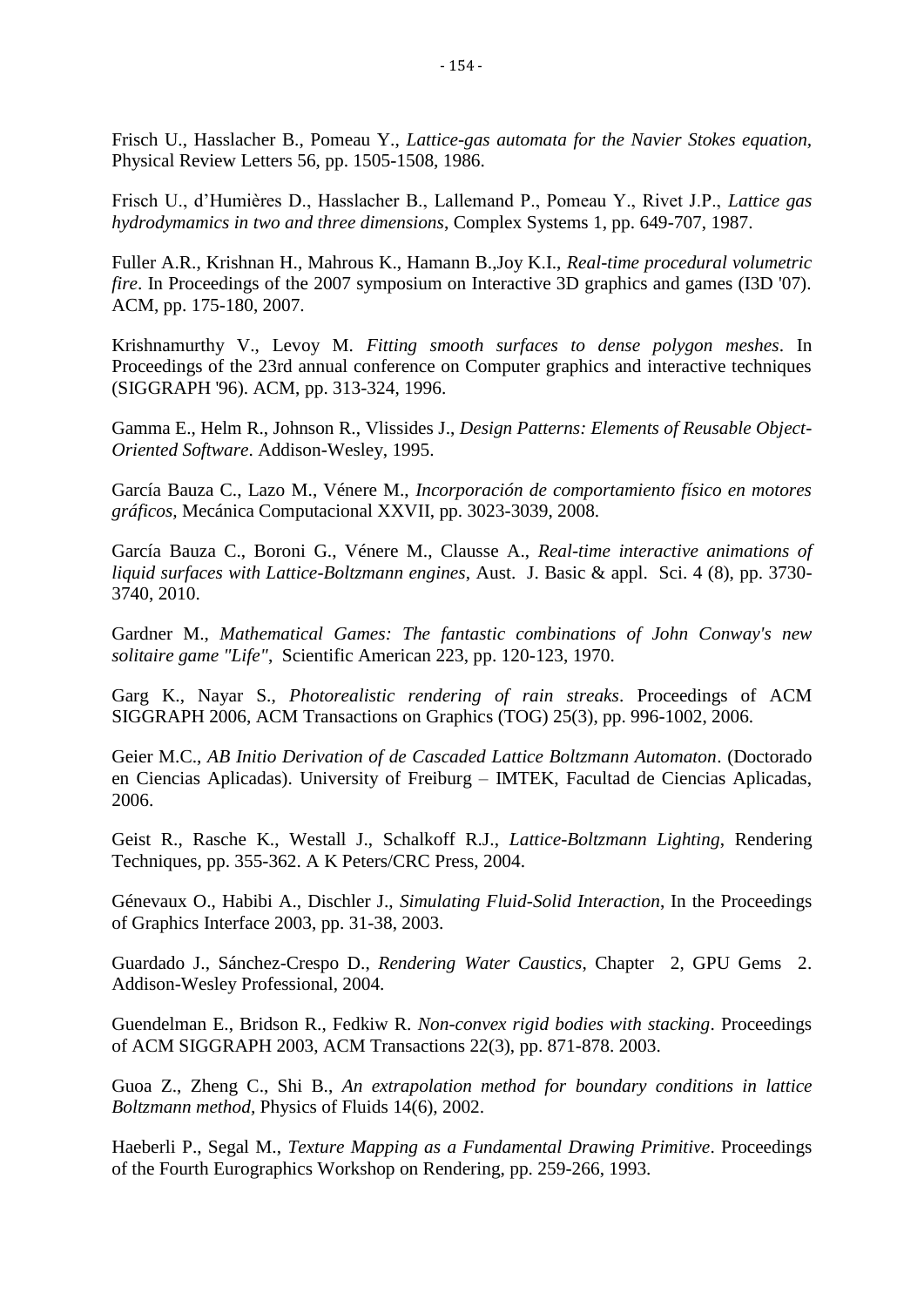Frisch U., Hasslacher B., Pomeau Y., *Lattice-gas automata for the Navier Stokes equation*, Physical Review Letters 56, pp. 1505-1508, 1986.

Frisch U., d'Humières D., Hasslacher B., Lallemand P., Pomeau Y., Rivet J.P., *Lattice gas hydrodymamics in two and three dimensions*, Complex Systems 1, pp. 649-707, 1987.

Fuller A.R., Krishnan H., Mahrous K., Hamann B.,Joy K.I., *Real-time procedural volumetric fire*. In Proceedings of the 2007 symposium on Interactive 3D graphics and games (I3D '07). ACM, pp. 175-180, 2007.

Krishnamurthy V., Levoy M. *Fitting smooth surfaces to dense polygon meshes*. In Proceedings of the 23rd annual conference on Computer graphics and interactive techniques (SIGGRAPH '96). ACM, pp. 313-324, 1996.

Gamma E., Helm R., Johnson R., Vlissides J., *Design Patterns: Elements of Reusable Object-Oriented Software*. Addison-Wesley, 1995.

García Bauza C., Lazo M., Vénere M., *Incorporación de comportamiento físico en motores gráficos,* Mecánica Computacional XXVII, pp. 3023-3039, 2008.

García Bauza C., Boroni G., Vénere M., Clausse A., *Real-time interactive animations of liquid surfaces with Lattice-Boltzmann engines*, Aust. J. Basic & appl. Sci. 4 (8), pp. 3730-3740, 2010.

Gardner M., *Mathematical Games: The fantastic combinations of John Conway's new solitaire game "Life"*, Scientific American 223, pp. 120-123, 1970.

Garg K., Nayar S., *Photorealistic rendering of rain streaks*. Proceedings of ACM SIGGRAPH 2006, ACM Transactions on Graphics (TOG) 25(3), pp. 996-1002, 2006.

Geier M.C., *AB Initio Derivation of de Cascaded Lattice Boltzmann Automaton*. (Doctorado en Ciencias Aplicadas). University of Freiburg – IMTEK, Facultad de Ciencias Aplicadas, 2006.

Geist R., Rasche K., Westall J., Schalkoff R.J., *Lattice-Boltzmann Lighting*, Rendering Techniques, pp. 355-362. A K Peters/CRC Press, 2004.

Génevaux O., Habibi A., Dischler J., *Simulating Fluid-Solid Interaction*, In the Proceedings of Graphics Interface 2003, pp. 31-38, 2003.

Guardado J., Sánchez-Crespo D., *Rendering Water Caustics*, Chapter 2, GPU Gems 2. Addison-Wesley Professional, 2004.

Guendelman E., Bridson R., Fedkiw R. *Non-convex rigid bodies with stacking*. Proceedings of ACM SIGGRAPH 2003, ACM Transactions 22(3), pp. 871-878. 2003.

Guoa Z., Zheng C., Shi B., *An extrapolation method for boundary conditions in lattice Boltzmann method*, Physics of Fluids 14(6), 2002.

Haeberli P., Segal M., *Texture Mapping as a Fundamental Drawing Primitive*. Proceedings of the Fourth Eurographics Workshop on Rendering, pp. 259-266, 1993.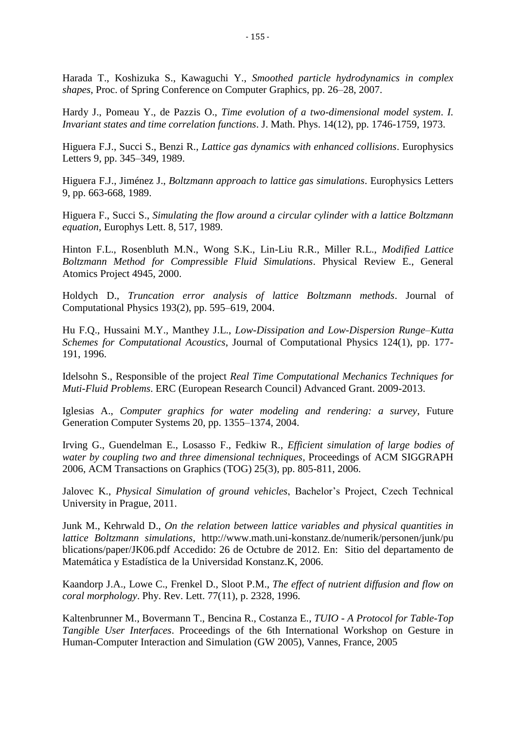Harada T., Koshizuka S., Kawaguchi Y., *Smoothed particle hydrodynamics in complex shapes*, Proc. of Spring Conference on Computer Graphics, pp. 26–28, 2007.

Hardy J., Pomeau Y., de Pazzis O., *Time evolution of a two-dimensional model system. I. Invariant states and time correlation functions*. J. Math. Phys. 14(12), pp. 1746-1759, 1973.

Higuera F.J., Succi S., Benzi R., *Lattice gas dynamics with enhanced collisions*. Europhysics Letters 9, pp. 345–349, 1989.

Higuera F.J., Jiménez J., *Boltzmann approach to lattice gas simulations*. Europhysics Letters 9, pp. 663-668, 1989.

Higuera F., Succi S., *Simulating the flow around a circular cylinder with a lattice Boltzmann equation*, Europhys Lett. 8, 517, 1989.

Hinton F.L., Rosenbluth M.N., Wong S.K., Lin-Liu R.R., Miller R.L., *Modified Lattice Boltzmann Method for Compressible Fluid Simulations*. Physical Review E., General Atomics Project 4945, 2000.

Holdych D., *Truncation error analysis of lattice Boltzmann methods*. Journal of Computational Physics 193(2), pp. 595–619, 2004.

Hu F.Q., Hussaini M.Y., Manthey J.L., *Low-Dissipation and Low-Dispersion Runge–Kutta Schemes for Computational Acoustics*, Journal of Computational Physics 124(1), pp. 177-191, 1996.

Idelsohn S., Responsible of the project *Real Time Computational Mechanics Techniques for Muti-Fluid Problems*. ERC (European Research Council) Advanced Grant. 2009-2013.

Iglesias A., *Computer graphics for water modeling and rendering: a survey*, Future Generation Computer Systems 20, pp. 1355–1374, 2004.

Irving G., Guendelman E., Losasso F., Fedkiw R., *Efficient simulation of large bodies of water by coupling two and three dimensional techniques*, Proceedings of ACM SIGGRAPH 2006, ACM Transactions on Graphics (TOG) 25(3), pp. 805-811, 2006.

Jalovec K., *Physical Simulation of ground vehicles*, Bachelor's Project, Czech Technical University in Prague, 2011.

Junk M., Kehrwald D., *On the relation between lattice variables and physical quantities in lattice Boltzmann simulations*, http://www.math.uni-konstanz.de/numerik/personen/junk/publications/paper/JK06.pdf Accedido: 26 de Octubre de 2012. En: Sitio del departamento de Matemática y Estadística de la Universidad Konstanz.K, 2006.

Kaandorp J.A., Lowe C., Frenkel D., Sloot P.M., *The effect of nutrient diffusion and flow on coral morphology*. Phy. Rev. Lett. 77(11), p. 2328, 1996.

Kaltenbrunner M., Bovermann T., Bencina R., Costanza E., *TUIO - A Protocol for Table-Top Tangible User Interfaces*. Proceedings of the 6th International Workshop on Gesture in Human-Computer Interaction and Simulation (GW 2005), Vannes, France, 2005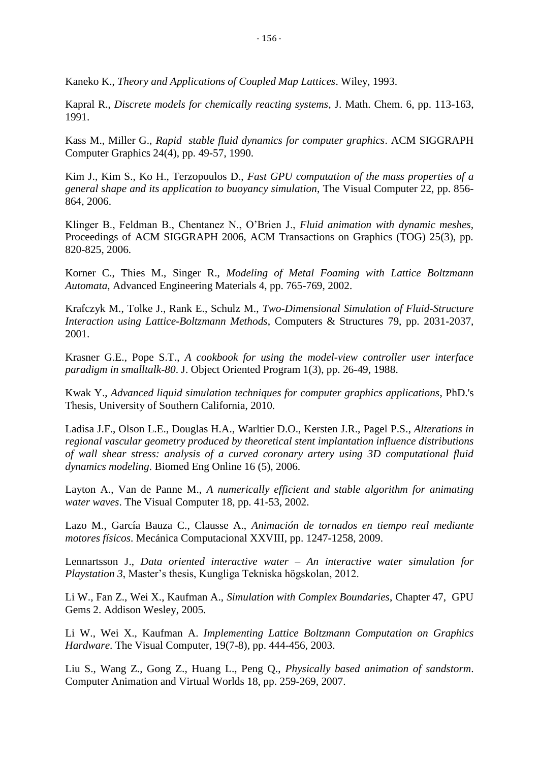Kaneko K., *Theory and Applications of Coupled Map Lattices*. Wiley, 1993.

Kapral R., *Discrete models for chemically reacting systems*, J. Math. Chem. 6, pp. 113-163, 1991.

Kass M., Miller G., *Rapid stable fluid dynamics for computer graphics*. ACM SIGGRAPH Computer Graphics 24(4), pp. 49-57, 1990.

Kim J., Kim S., Ko H., Terzopoulos D., *Fast GPU computation of the mass properties of a general shape and its application to buoyancy simulation*, The Visual Computer 22, pp. 856-864, 2006.

Klinger B., Feldman B., Chentanez N., O'Brien J., *Fluid animation with dynamic meshes*, Proceedings of ACM SIGGRAPH 2006, ACM Transactions on Graphics (TOG) 25(3), pp. 820-825, 2006.

Korner C., Thies M., Singer R., *Modeling of Metal Foaming with Lattice Boltzmann Automata*, Advanced Engineering Materials 4, pp. 765-769, 2002.

Krafczyk M., Tolke J., Rank E., Schulz M., *Two-Dimensional Simulation of Fluid-Structure Interaction using Lattice-Boltzmann Methods*, Computers & Structures 79, pp. 2031-2037, 2001.

Krasner G.E., Pope S.T., *A cookbook for using the model-view controller user interface paradigm in smalltalk-80*. J. Object Oriented Program 1(3), pp. 26-49, 1988.

Kwak Y., *Advanced liquid simulation techniques for computer graphics applications*, PhD.'s Thesis, University of Southern California, 2010.

Ladisa J.F., Olson L.E., Douglas H.A., Warltier D.O., Kersten J.R., Pagel P.S., *Alterations in regional vascular geometry produced by theoretical stent implantation influence distributions of wall shear stress: analysis of a curved coronary artery using 3D computational fluid dynamics modeling*. Biomed Eng Online 16 (5), 2006.

Layton A., Van de Panne M., *A numerically efficient and stable algorithm for animating water waves*. The Visual Computer 18, pp. 41-53, 2002.

Lazo M., García Bauza C., Clausse A., *Animación de tornados en tiempo real mediante motores físicos*. Mecánica Computacional XXVIII, pp. 1247-1258, 2009.

Lennartsson J., *Data oriented interactive water – An interactive water simulation for Playstation 3*, Master's thesis, Kungliga Tekniska högskolan, 2012.

Li W., Fan Z., Wei X., Kaufman A., *Simulation with Complex Boundaries*, Chapter 47, GPU Gems 2. Addison Wesley, 2005.

Li W., Wei X., Kaufman A. *Implementing Lattice Boltzmann Computation on Graphics Hardware*. The Visual Computer, 19(7-8), pp. 444-456, 2003.

Liu S., Wang Z., Gong Z., Huang L., Peng Q., *Physically based animation of sandstorm*. Computer Animation and Virtual Worlds 18, pp. 259-269, 2007.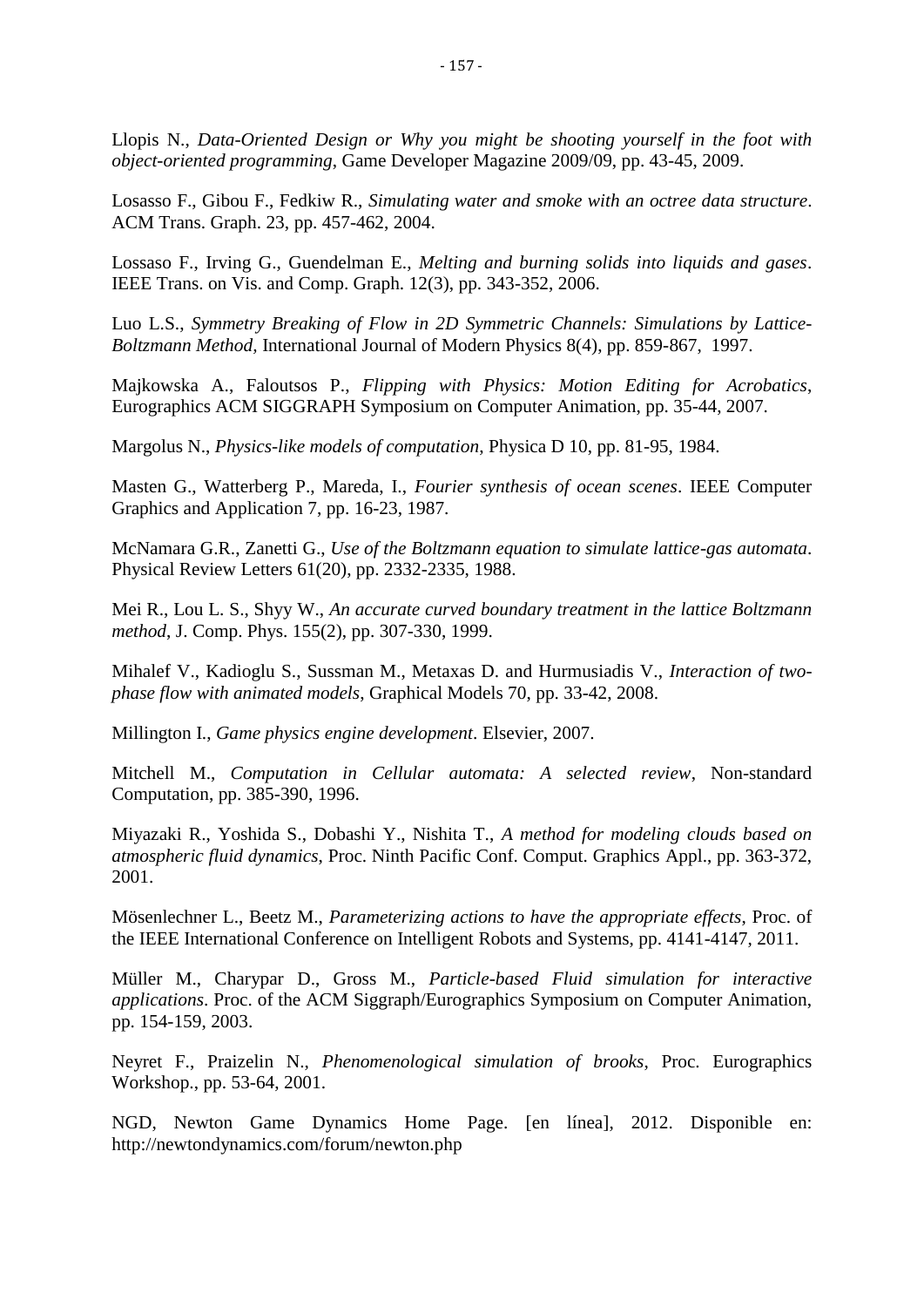Llopis N., *Data-Oriented Design or Why you might be shooting yourself in the foot with object-oriented programming*, Game Developer Magazine 2009/09, pp. 43-45, 2009.

Losasso F., Gibou F., Fedkiw R., *Simulating water and smoke with an octree data structure*. ACM Trans. Graph. 23, pp. 457-462, 2004.

Lossaso F., Irving G., Guendelman E., *Melting and burning solids into liquids and gases*. IEEE Trans. on Vis. and Comp. Graph. 12(3), pp. 343-352, 2006.

Luo L.S., *Symmetry Breaking of Flow in 2D Symmetric Channels: Simulations by Lattice-Boltzmann Method*, International Journal of Modern Physics 8(4), pp. 859-867, 1997.

Majkowska A., Faloutsos P., *Flipping with Physics: Motion Editing for Acrobatics*, Eurographics ACM SIGGRAPH Symposium on Computer Animation, pp. 35-44, 2007.

Margolus N., *Physics-like models of computation*, Physica D 10, pp. 81-95, 1984.

Masten G., Watterberg P., Mareda, I., *Fourier synthesis of ocean scenes*. IEEE Computer Graphics and Application 7, pp. 16-23, 1987.

McNamara G.R., Zanetti G., *Use of the Boltzmann equation to simulate lattice-gas automata*. Physical Review Letters 61(20), pp. 2332-2335, 1988.

Mei R., Lou L. S., Shyy W., *An accurate curved boundary treatment in the lattice Boltzmann method*, J. Comp. Phys. 155(2), pp. 307-330, 1999.

Mihalef V., Kadioglu S., Sussman M., Metaxas D. and Hurmusiadis V., *Interaction of two-phase flow with animated models*, Graphical Models 70, pp. 33-42, 2008.

Millington I., *Game physics engine development*. Elsevier, 2007.

Mitchell M., *Computation in Cellular automata: A selected review*, Non-standard Computation, pp. 385-390, 1996.

Miyazaki R., Yoshida S., Dobashi Y., Nishita T., *A method for modeling clouds based on atmospheric fluid dynamics*, Proc. Ninth Pacific Conf. Comput. Graphics Appl., pp. 363-372, 2001.

Mösenlechner L., Beetz M., *Parameterizing actions to have the appropriate effects*, Proc. of the IEEE International Conference on Intelligent Robots and Systems, pp. 4141-4147, 2011.

Müller M., Charypar D., Gross M., *Particle-based Fluid simulation for interactive applications*. Proc. of the ACM Siggraph/Eurographics Symposium on Computer Animation, pp. 154-159, 2003.

Neyret F., Praizelin N., *Phenomenological simulation of brooks*, Proc. Eurographics Workshop., pp. 53-64, 2001.

NGD, Newton Game Dynamics Home Page. [en línea], 2012. Disponible en: http://newtondynamics.com/forum/newton.php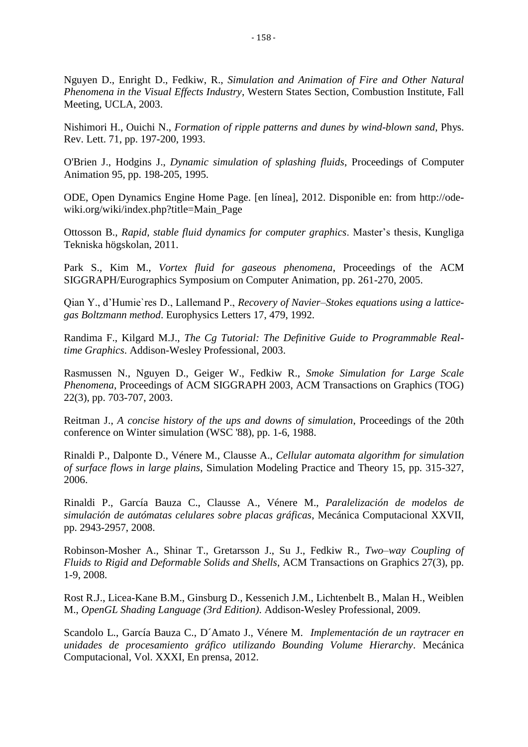Nguyen D., Enright D., Fedkiw, R., *Simulation and Animation of Fire and Other Natural Phenomena in the Visual Effects Industry*, Western States Section, Combustion Institute, Fall Meeting, UCLA, 2003.

Nishimori H., Ouichi N., *Formation of ripple patterns and dunes by wind-blown sand*, Phys. Rev. Lett. 71, pp. 197-200, 1993.

O'Brien J., Hodgins J., *Dynamic simulation of splashing fluids*, Proceedings of Computer Animation 95, pp. 198-205, 1995.

ODE, Open Dynamics Engine Home Page. [en línea], 2012. Disponible en: from http://ode-wiki.org/wiki/index.php?title=Main_Page

Ottosson B., *Rapid, stable fluid dynamics for computer graphics*. Master's thesis, Kungliga Tekniska högskolan, 2011.

Park S., Kim M., *Vortex fluid for gaseous phenomena*, Proceedings of the ACM SIGGRAPH/Eurographics Symposium on Computer Animation, pp. 261-270, 2005.

Qian Y., d'Humie`res D., Lallemand P., *Recovery of Navier–Stokes equations using a lattice-gas Boltzmann method*. Europhysics Letters 17, 479, 1992.

Randima F., Kilgard M.J., *The Cg Tutorial: The Definitive Guide to Programmable Real-time Graphics*. Addison-Wesley Professional, 2003.

Rasmussen N., Nguyen D., Geiger W., Fedkiw R., *Smoke Simulation for Large Scale Phenomena*, Proceedings of ACM SIGGRAPH 2003, ACM Transactions on Graphics (TOG) 22(3), pp. 703-707, 2003.

Reitman J., *A concise history of the ups and downs of simulation*, Proceedings of the 20th conference on Winter simulation (WSC '88), pp. 1-6, 1988.

Rinaldi P., Dalponte D., Vénere M., Clausse A., *Cellular automata algorithm for simulation of surface flows in large plains*, Simulation Modeling Practice and Theory 15, pp. 315-327, 2006.

Rinaldi P., García Bauza C., Clausse A., Vénere M., *Paralelización de modelos de simulación de autómatas celulares sobre placas gráficas*, Mecánica Computacional XXVII, pp. 2943-2957, 2008.

Robinson-Mosher A., Shinar T., Gretarsson J., Su J., Fedkiw R., *Two–way Coupling of Fluids to Rigid and Deformable Solids and Shells*, ACM Transactions on Graphics 27(3), pp. 1-9, 2008.

Rost R.J., Licea-Kane B.M., Ginsburg D., Kessenich J.M., Lichtenbelt B., Malan H., Weiblen M., *OpenGL Shading Language (3rd Edition)*. Addison-Wesley Professional, 2009.

Scandolo L., García Bauza C., D´Amato J., Vénere M. *Implementación de un raytracer en unidades de procesamiento gráfico utilizando Bounding Volume Hierarchy*. Mecánica Computacional, Vol. XXXI, En prensa, 2012.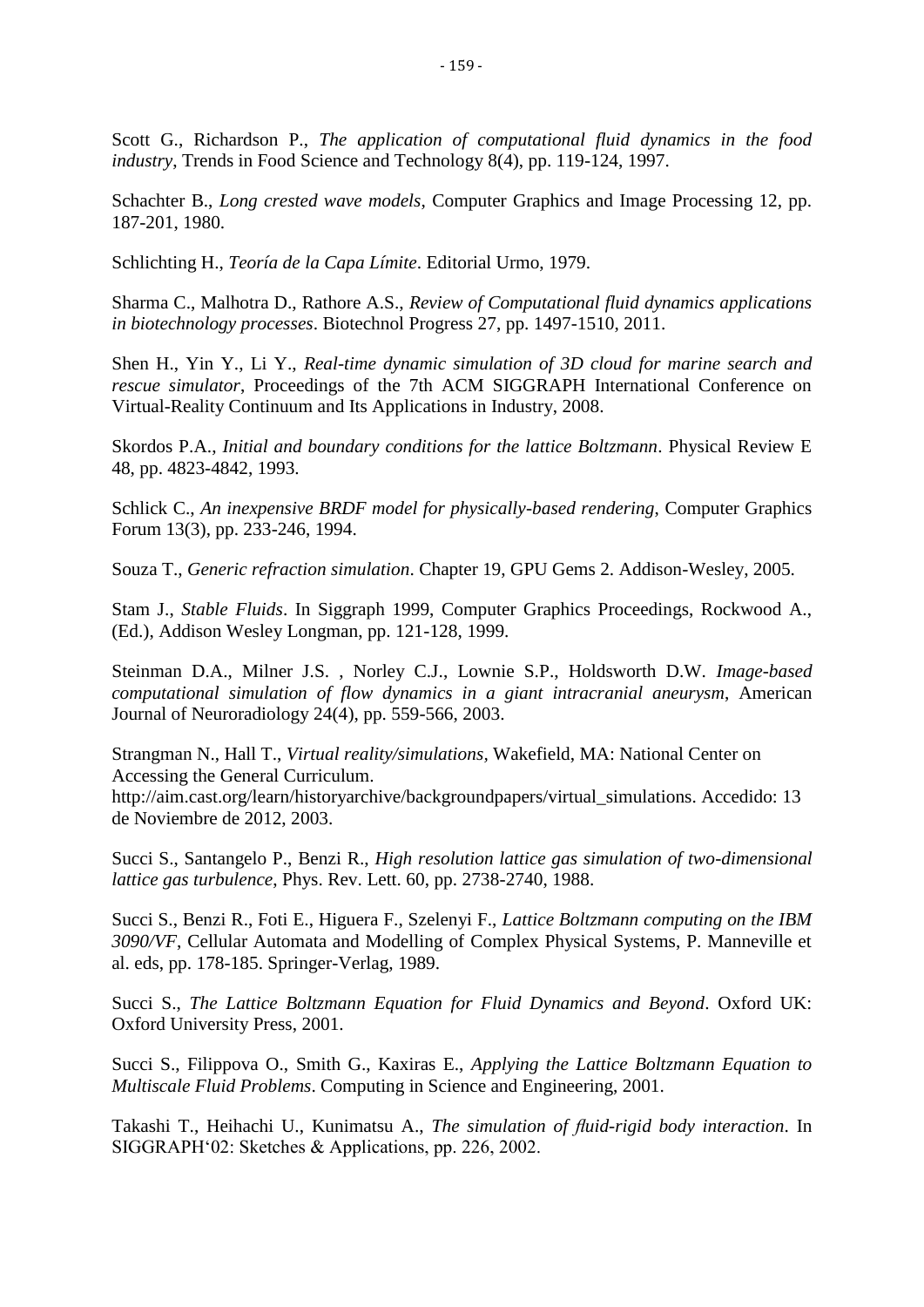Scott G., Richardson P., *The application of computational fluid dynamics in the food industry*, Trends in Food Science and Technology 8(4), pp. 119-124, 1997.

Schachter B., *Long crested wave models*, Computer Graphics and Image Processing 12, pp. 187-201, 1980.

Schlichting H., *Teoría de la Capa Límite*. Editorial Urmo, 1979.

Sharma C., Malhotra D., Rathore A.S., *Review of Computational fluid dynamics applications in biotechnology processes*. Biotechnol Progress 27, pp. 1497-1510, 2011.

Shen H., Yin Y., Li Y., *Real-time dynamic simulation of 3D cloud for marine search and rescue simulator*, Proceedings of the 7th ACM SIGGRAPH International Conference on Virtual-Reality Continuum and Its Applications in Industry, 2008.

Skordos P.A., *Initial and boundary conditions for the lattice Boltzmann*. Physical Review E 48, pp. 4823-4842, 1993.

Schlick C., *An inexpensive BRDF model for physically-based rendering*, Computer Graphics Forum 13(3), pp. 233-246, 1994.

Souza T., *Generic refraction simulation*. Chapter 19, GPU Gems 2. Addison-Wesley, 2005.

Stam J., *Stable Fluids*. In Siggraph 1999, Computer Graphics Proceedings, Rockwood A., (Ed.), Addison Wesley Longman, pp. 121-128, 1999.

Steinman D.A., Milner J.S. , Norley C.J., Lownie S.P., Holdsworth D.W. *Image-based computational simulation of flow dynamics in a giant intracranial aneurysm*, American Journal of Neuroradiology 24(4), pp. 559-566, 2003.

Strangman N., Hall T., *Virtual reality/simulations*, Wakefield, MA: National Center on Accessing the General Curriculum. http://aim.cast.org/learn/historyarchive/backgroundpapers/virtual_simulations. Accedido: 13 de Noviembre de 2012, 2003.

Succi S., Santangelo P., Benzi R., *High resolution lattice gas simulation of two-dimensional lattice gas turbulence*, Phys. Rev. Lett. 60, pp. 2738-2740, 1988.

Succi S., Benzi R., Foti E., Higuera F., Szelenyi F., *Lattice Boltzmann computing on the IBM 3090/VF*, Cellular Automata and Modelling of Complex Physical Systems, P. Manneville et al. eds, pp. 178-185. Springer-Verlag, 1989.

Succi S., *The Lattice Boltzmann Equation for Fluid Dynamics and Beyond*. Oxford UK: Oxford University Press, 2001.

Succi S., Filippova O., Smith G., Kaxiras E., *Applying the Lattice Boltzmann Equation to Multiscale Fluid Problems*. Computing in Science and Engineering, 2001.

Takashi T., Heihachi U., Kunimatsu A., *The simulation of fluid-rigid body interaction*. In SIGGRAPH'02: Sketches & Applications, pp. 226, 2002.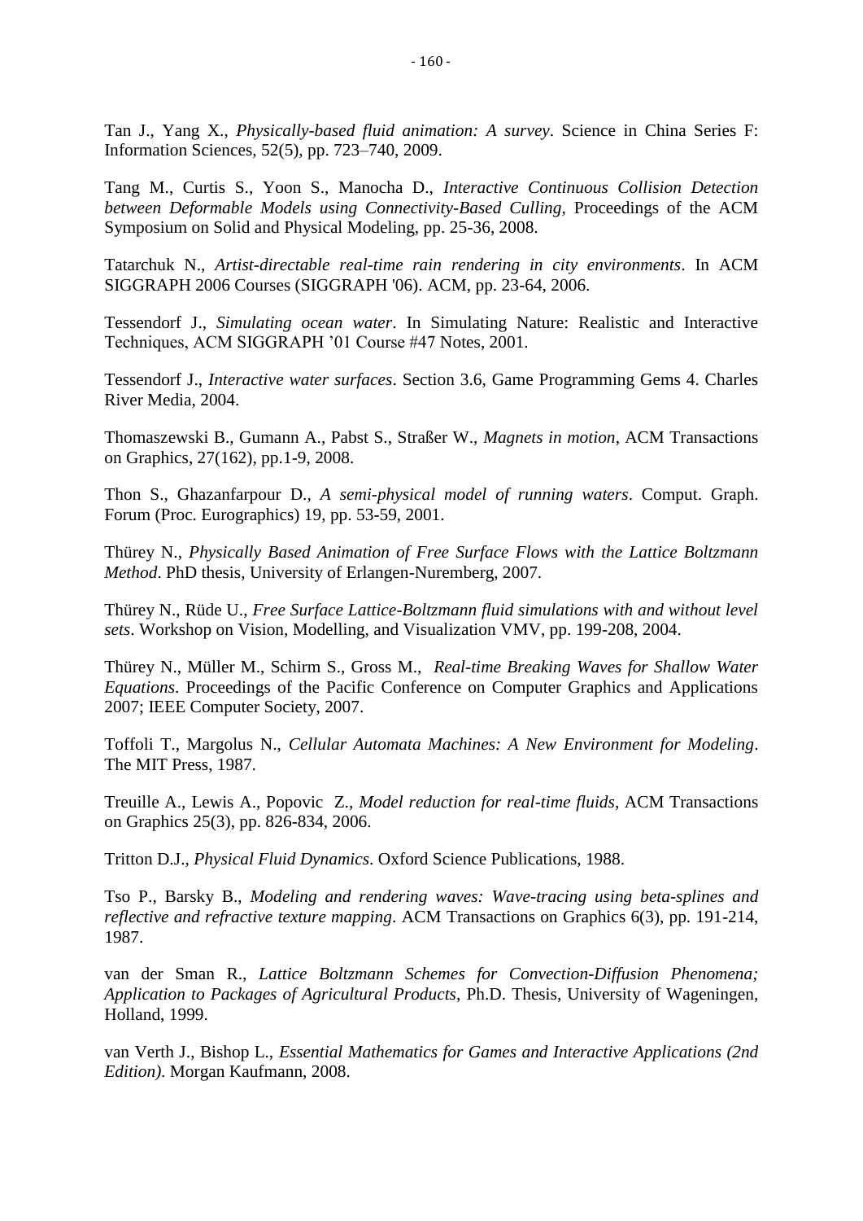Tan J., Yang X., *Physically-based fluid animation: A survey*. Science in China Series F: Information Sciences, 52(5), pp. 723–740, 2009.

Tang M., Curtis S., Yoon S., Manocha D., *Interactive Continuous Collision Detection between Deformable Models using Connectivity-Based Culling*, Proceedings of the ACM Symposium on Solid and Physical Modeling, pp. 25-36, 2008.

Tatarchuk N., *Artist-directable real-time rain rendering in city environments*. In ACM SIGGRAPH 2006 Courses (SIGGRAPH '06). ACM, pp. 23-64, 2006.

Tessendorf J., *Simulating ocean water*. In Simulating Nature: Realistic and Interactive Techniques, ACM SIGGRAPH '01 Course #47 Notes, 2001.

Tessendorf J., *Interactive water surfaces*. Section 3.6, Game Programming Gems 4. Charles River Media, 2004.

Thomaszewski B., Gumann A., Pabst S., Straßer W., *Magnets in motion*, ACM Transactions on Graphics, 27(162), pp.1-9, 2008.

Thon S., Ghazanfarpour D., *A semi-physical model of running waters*. Comput. Graph. Forum (Proc. Eurographics) 19, pp. 53-59, 2001.

Thürey N., *Physically Based Animation of Free Surface Flows with the Lattice Boltzmann Method*. PhD thesis, University of Erlangen-Nuremberg, 2007.

Thürey N., Rüde U., *Free Surface Lattice-Boltzmann fluid simulations with and without level sets*. Workshop on Vision, Modelling, and Visualization VMV, pp. 199-208, 2004.

Thürey N., Müller M., Schirm S., Gross M., *Real-time Breaking Waves for Shallow Water Equations*. Proceedings of the Pacific Conference on Computer Graphics and Applications 2007; IEEE Computer Society, 2007.

Toffoli T., Margolus N., *Cellular Automata Machines: A New Environment for Modeling*. The MIT Press, 1987.

Treuille A., Lewis A., Popovic Z., *Model reduction for real-time fluids*, ACM Transactions on Graphics 25(3), pp. 826-834, 2006.

Tritton D.J., *Physical Fluid Dynamics*. Oxford Science Publications, 1988.

Tso P., Barsky B., *Modeling and rendering waves: Wave-tracing using beta-splines and reflective and refractive texture mapping*. ACM Transactions on Graphics 6(3), pp. 191-214, 1987.

van der Sman R., *Lattice Boltzmann Schemes for Convection-Diffusion Phenomena; Application to Packages of Agricultural Products*, Ph.D. Thesis, University of Wageningen, Holland, 1999.

van Verth J., Bishop L., *Essential Mathematics for Games and Interactive Applications (2nd Edition)*. Morgan Kaufmann, 2008.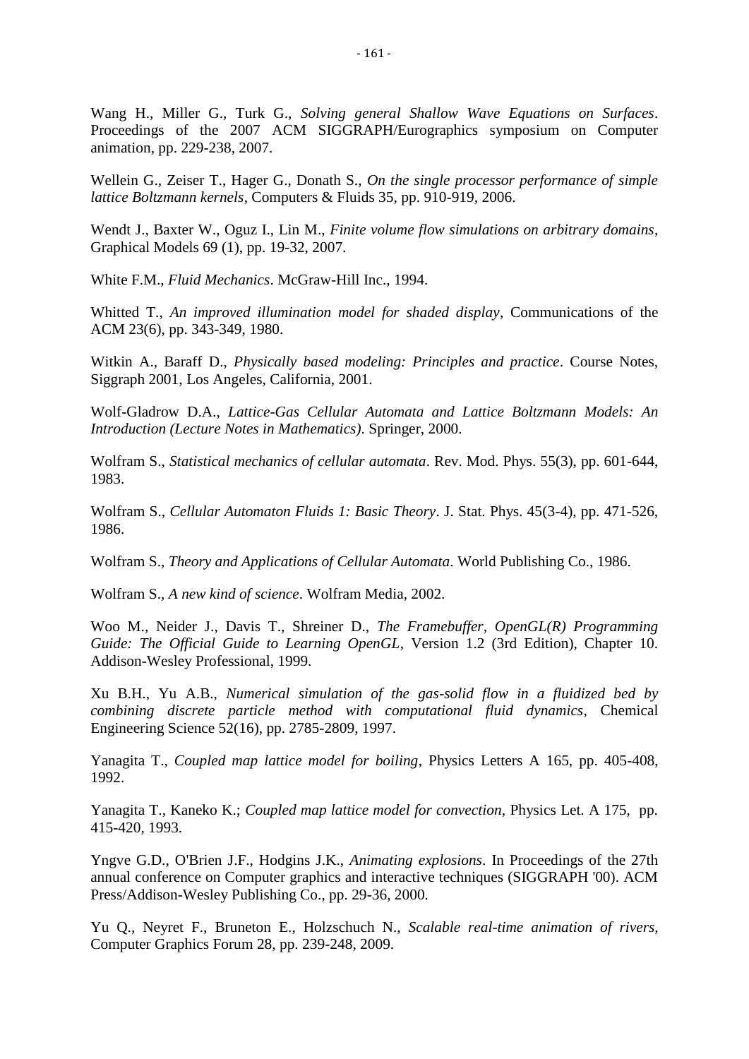Wang H., Miller G., Turk G., *Solving general Shallow Wave Equations on Surfaces*. Proceedings of the 2007 ACM SIGGRAPH/Eurographics symposium on Computer animation, pp. 229-238, 2007.

Wellein G., Zeiser T., Hager G., Donath S., *On the single processor performance of simple lattice Boltzmann kernels*, Computers & Fluids 35, pp. 910-919, 2006.

Wendt J., Baxter W., Oguz I., Lin M., *Finite volume flow simulations on arbitrary domains*, Graphical Models 69 (1), pp. 19-32, 2007.

White F.M., *Fluid Mechanics*. McGraw-Hill Inc., 1994.

Whitted T., *An improved illumination model for shaded display*, Communications of the ACM 23(6), pp. 343-349, 1980.

Witkin A., Baraff D., *Physically based modeling: Principles and practice*. Course Notes, Siggraph 2001, Los Angeles, California, 2001.

Wolf-Gladrow D.A., *Lattice-Gas Cellular Automata and Lattice Boltzmann Models: An Introduction (Lecture Notes in Mathematics)*. Springer, 2000.

Wolfram S., *Statistical mechanics of cellular automata*. Rev. Mod. Phys. 55(3), pp. 601-644, 1983.

Wolfram S., *Cellular Automaton Fluids 1: Basic Theory*. J. Stat. Phys. 45(3-4), pp. 471-526, 1986.

Wolfram S., *Theory and Applications of Cellular Automata*. World Publishing Co., 1986.

Wolfram S., *A new kind of science*. Wolfram Media, 2002.

Woo M., Neider J., Davis T., Shreiner D., *The Framebuffer, OpenGL(R) Programming Guide: The Official Guide to Learning OpenGL*, Version 1.2 (3rd Edition), Chapter 10. Addison-Wesley Professional, 1999.

Xu B.H., Yu A.B., *Numerical simulation of the gas-solid flow in a fluidized bed by combining discrete particle method with computational fluid dynamics*, Chemical Engineering Science 52(16), pp. 2785-2809, 1997.

Yanagita T., *Coupled map lattice model for boiling*, Physics Letters A 165, pp. 405-408, 1992.

Yanagita T., Kaneko K.; *Coupled map lattice model for convection*, Physics Let. A 175, pp. 415-420, 1993.

Yngve G.D., O'Brien J.F., Hodgins J.K., *Animating explosions*. In Proceedings of the 27th annual conference on Computer graphics and interactive techniques (SIGGRAPH '00). ACM Press/Addison-Wesley Publishing Co., pp. 29-36, 2000.

Yu Q., Neyret F., Bruneton E., Holzschuch N., *Scalable real-time animation of rivers*, Computer Graphics Forum 28, pp. 239-248, 2009.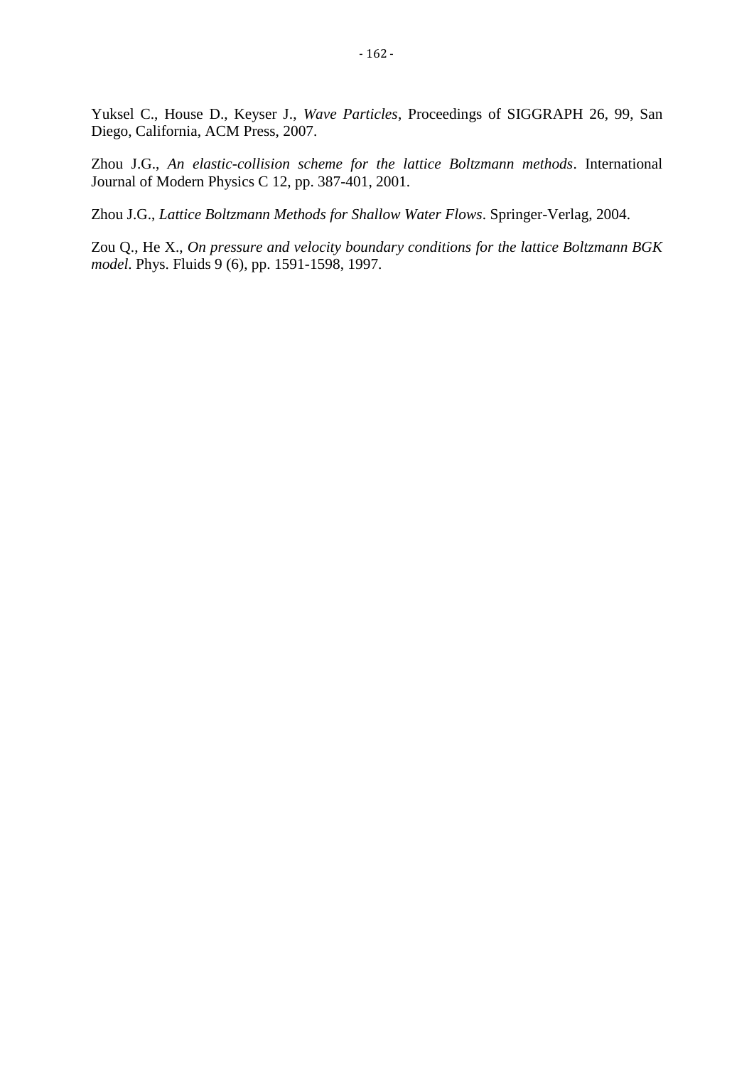Yuksel C., House D., Keyser J., *Wave Particles*, Proceedings of SIGGRAPH 26, 99, San Diego, California, ACM Press, 2007.

Zhou J.G., *An elastic-collision scheme for the lattice Boltzmann methods*. International Journal of Modern Physics C 12, pp. 387-401, 2001.

Zhou J.G., *Lattice Boltzmann Methods for Shallow Water Flows*. Springer-Verlag, 2004.

Zou Q., He X., *On pressure and velocity boundary conditions for the lattice Boltzmann BGK model*. Phys. Fluids 9 (6), pp. 1591-1598, 1997.